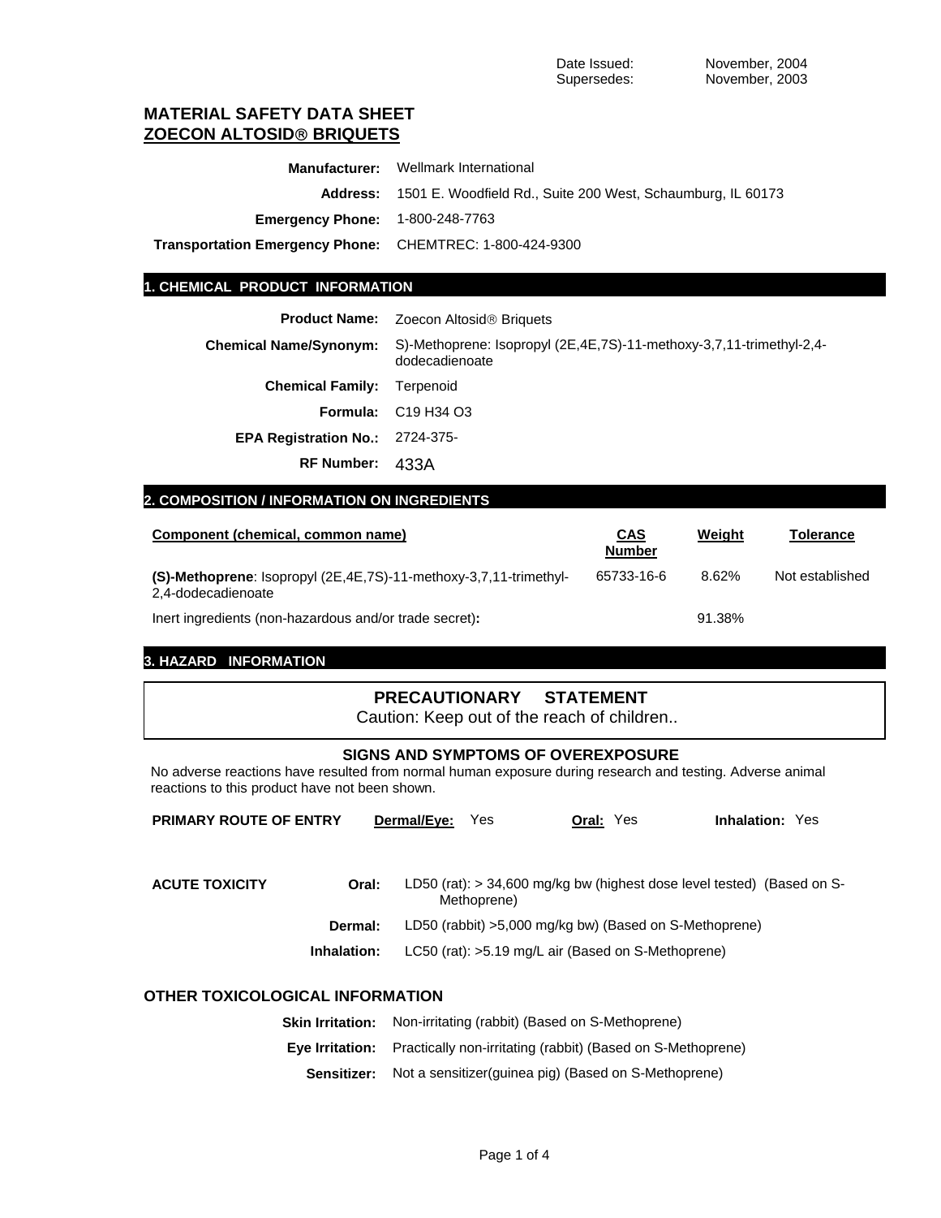Date Issued: November, 2004
Supersedes: November, 2003

# MATERIAL SAFETY DATA SHEET
## ZOECON ALTOSID® BRIQUETS

**Manufacturer:** Wellmark International

**Address:** 1501 E. Woodfield Rd., Suite 200 West, Schaumburg, IL 60173

**Emergency Phone:** 1-800-248-7763

**Transportation Emergency Phone:** CHEMTREC: 1-800-424-9300

## 1. CHEMICAL PRODUCT INFORMATION

**Product Name:** Zoecon Altosid® Briquets

**Chemical Name/Synonym:** S)-Methoprene: Isopropyl (2E,4E,7S)-11-methoxy-3,7,11-trimethyl-2,4-dodecadienoate

**Chemical Family:** Terpenoid

**Formula:** C19 H34 O3

**EPA Registration No.:** 2724-375-

**RF Number:** 433A

## 2. COMPOSITION / INFORMATION ON INGREDIENTS

| Component (chemical, common name) | CAS Number | Weight | Tolerance |
|---|---|---|---|
| **(S)-Methoprene**: Isopropyl (2E,4E,7S)-11-methoxy-3,7,11-trimethyl-2,4-dodecadienoate | 65733-16-6 | 8.62% | Not established |
| Inert ingredients (non-hazardous and/or trade secret)**:** | | 91.38% | |

## 3. HAZARD INFORMATION

**PRECAUTIONARY STATEMENT**

Caution: Keep out of the reach of children..

**SIGNS AND SYMPTOMS OF OVEREXPOSURE**

No adverse reactions have resulted from normal human exposure during research and testing. Adverse animal reactions to this product have not been shown.

**PRIMARY ROUTE OF ENTRY** **Dermal/Eye:** Yes **Oral:** Yes **Inhalation:** Yes

**ACUTE TOXICITY**

**Oral:** LD50 (rat): > 34,600 mg/kg bw (highest dose level tested) (Based on S-Methoprene)

**Dermal:** LD50 (rabbit) >5,000 mg/kg bw) (Based on S-Methoprene)

**Inhalation:** LC50 (rat): >5.19 mg/L air (Based on S-Methoprene)

### OTHER TOXICOLOGICAL INFORMATION

**Skin Irritation:** Non-irritating (rabbit) (Based on S-Methoprene)

**Eye Irritation:** Practically non-irritating (rabbit) (Based on S-Methoprene)

**Sensitizer:** Not a sensitizer(guinea pig) (Based on S-Methoprene)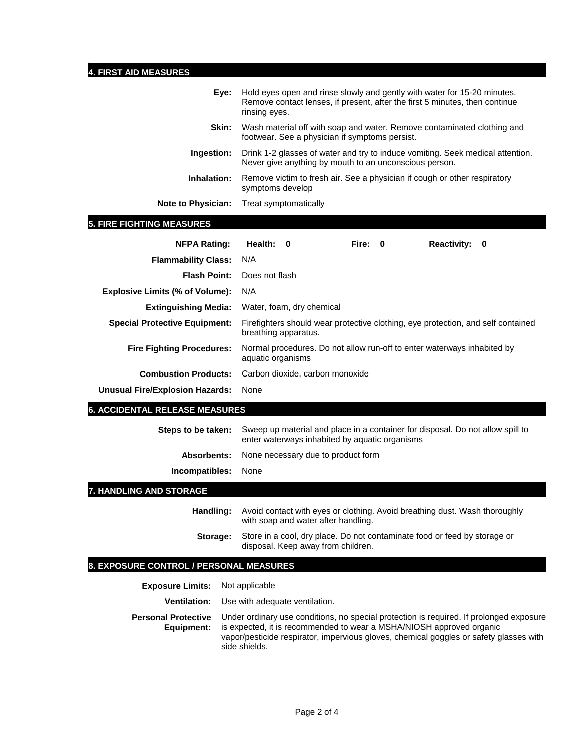## 4. FIRST AID MEASURES

**Eye:** Hold eyes open and rinse slowly and gently with water for 15-20 minutes. Remove contact lenses, if present, after the first 5 minutes, then continue rinsing eyes.

**Skin:** Wash material off with soap and water. Remove contaminated clothing and footwear. See a physician if symptoms persist.

**Ingestion:** Drink 1-2 glasses of water and try to induce vomiting. Seek medical attention. Never give anything by mouth to an unconscious person.

**Inhalation:** Remove victim to fresh air. See a physician if cough or other respiratory symptoms develop

**Note to Physician:** Treat symptomatically

## 5. FIRE FIGHTING MEASURES

**NFPA Rating:** **Health: 0** **Fire: 0** **Reactivity: 0**

**Flammability Class:** N/A

**Flash Point:** Does not flash

**Explosive Limits (% of Volume):** N/A

**Extinguishing Media:** Water, foam, dry chemical

**Special Protective Equipment:** Firefighters should wear protective clothing, eye protection, and self contained breathing apparatus.

**Fire Fighting Procedures:** Normal procedures. Do not allow run-off to enter waterways inhabited by aquatic organisms

**Combustion Products:** Carbon dioxide, carbon monoxide

**Unusual Fire/Explosion Hazards:** None

## 6. ACCIDENTAL RELEASE MEASURES

**Steps to be taken:** Sweep up material and place in a container for disposal. Do not allow spill to enter waterways inhabited by aquatic organisms

**Absorbents:** None necessary due to product form

**Incompatibles:** None

## 7. HANDLING AND STORAGE

**Handling:** Avoid contact with eyes or clothing. Avoid breathing dust. Wash thoroughly with soap and water after handling.

**Storage:** Store in a cool, dry place. Do not contaminate food or feed by storage or disposal. Keep away from children.

## 8. EXPOSURE CONTROL / PERSONAL MEASURES

**Exposure Limits:** Not applicable

**Ventilation:** Use with adequate ventilation.

**Personal Protective Equipment:** Under ordinary use conditions, no special protection is required. If prolonged exposure is expected, it is recommended to wear a MSHA/NIOSH approved organic vapor/pesticide respirator, impervious gloves, chemical goggles or safety glasses with side shields.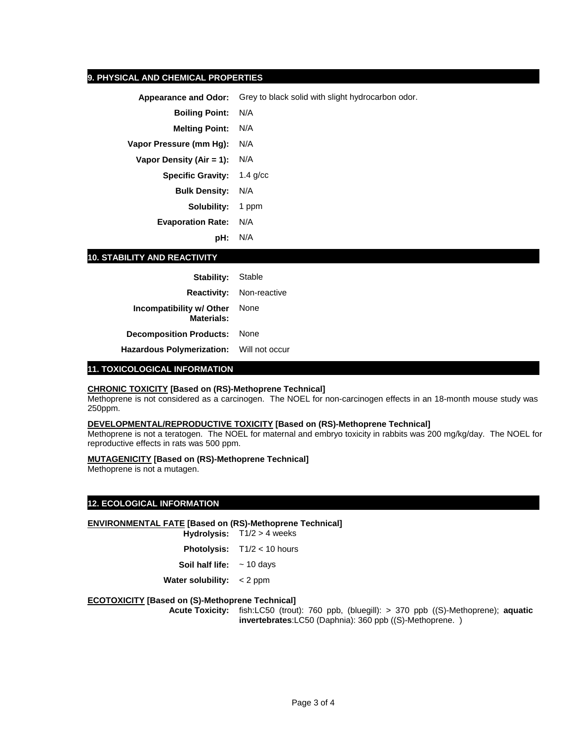## 9. PHYSICAL AND CHEMICAL PROPERTIES

**Appearance and Odor:** Grey to black solid with slight hydrocarbon odor.

**Boiling Point:** N/A

**Melting Point:** N/A

**Vapor Pressure (mm Hg):** N/A

**Vapor Density (Air = 1):** N/A

**Specific Gravity:** 1.4 g/cc

**Bulk Density:** N/A

**Solubility:** 1 ppm

**Evaporation Rate:** N/A

**pH:** N/A

## 10. STABILITY AND REACTIVITY

**Stability:** Stable

**Reactivity:** Non-reactive

**Incompatibility w/ Other Materials:** None

**Decomposition Products:** None

**Hazardous Polymerization:** Will not occur

## 11. TOXICOLOGICAL INFORMATION

**CHRONIC TOXICITY [Based on (RS)-Methoprene Technical]**
Methoprene is not considered as a carcinogen. The NOEL for non-carcinogen effects in an 18-month mouse study was 250ppm.

**DEVELOPMENTAL/REPRODUCTIVE TOXICITY [Based on (RS)-Methoprene Technical]**
Methoprene is not a teratogen. The NOEL for maternal and embryo toxicity in rabbits was 200 mg/kg/day. The NOEL for reproductive effects in rats was 500 ppm.

**MUTAGENICITY [Based on (RS)-Methoprene Technical]**
Methoprene is not a mutagen.

## 12. ECOLOGICAL INFORMATION

**ENVIRONMENTAL FATE [Based on (RS)-Methoprene Technical]**

**Hydrolysis:** T1/2 > 4 weeks

**Photolysis:** T1/2 < 10 hours

**Soil half life:** ~ 10 days

**Water solubility:** < 2 ppm

**ECOTOXICITY [Based on (S)-Methoprene Technical]**

**Acute Toxicity:** fish:LC50 (trout): 760 ppb, (bluegill): > 370 ppb ((S)-Methoprene); **aquatic invertebrates**:LC50 (Daphnia): 360 ppb ((S)-Methoprene. )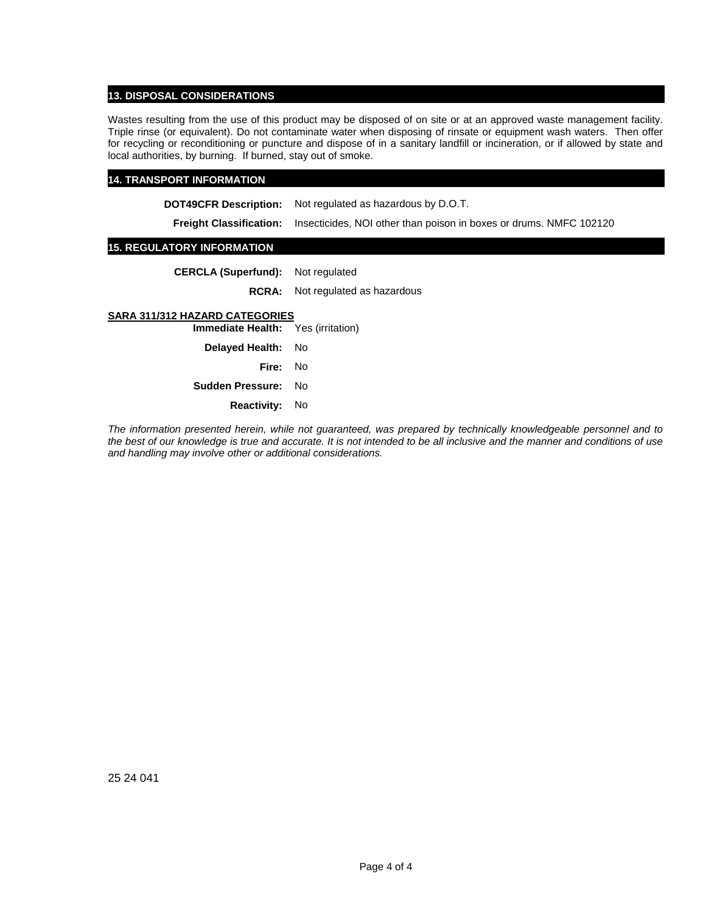## 13. DISPOSAL CONSIDERATIONS

Wastes resulting from the use of this product may be disposed of on site or at an approved waste management facility. Triple rinse (or equivalent). Do not contaminate water when disposing of rinsate or equipment wash waters. Then offer for recycling or reconditioning or puncture and dispose of in a sanitary landfill or incineration, or if allowed by state and local authorities, by burning. If burned, stay out of smoke.

## 14. TRANSPORT INFORMATION

| | |
|---|---|
| **DOT49CFR Description:** | Not regulated as hazardous by D.O.T. |
| **Freight Classification:** | Insecticides, NOI other than poison in boxes or drums. NMFC 102120 |

## 15. REGULATORY INFORMATION

| | |
|---|---|
| **CERCLA (Superfund):** | Not regulated |
| **RCRA:** | Not regulated as hazardous |

**SARA 311/312 HAZARD CATEGORIES**

| | |
|---|---|
| **Immediate Health:** | Yes (irritation) |
| **Delayed Health:** | No |
| **Fire:** | No |
| **Sudden Pressure:** | No |
| **Reactivity:** | No |

*The information presented herein, while not guaranteed, was prepared by technically knowledgeable personnel and to the best of our knowledge is true and accurate. It is not intended to be all inclusive and the manner and conditions of use and handling may involve other or additional considerations.*

25 24 041